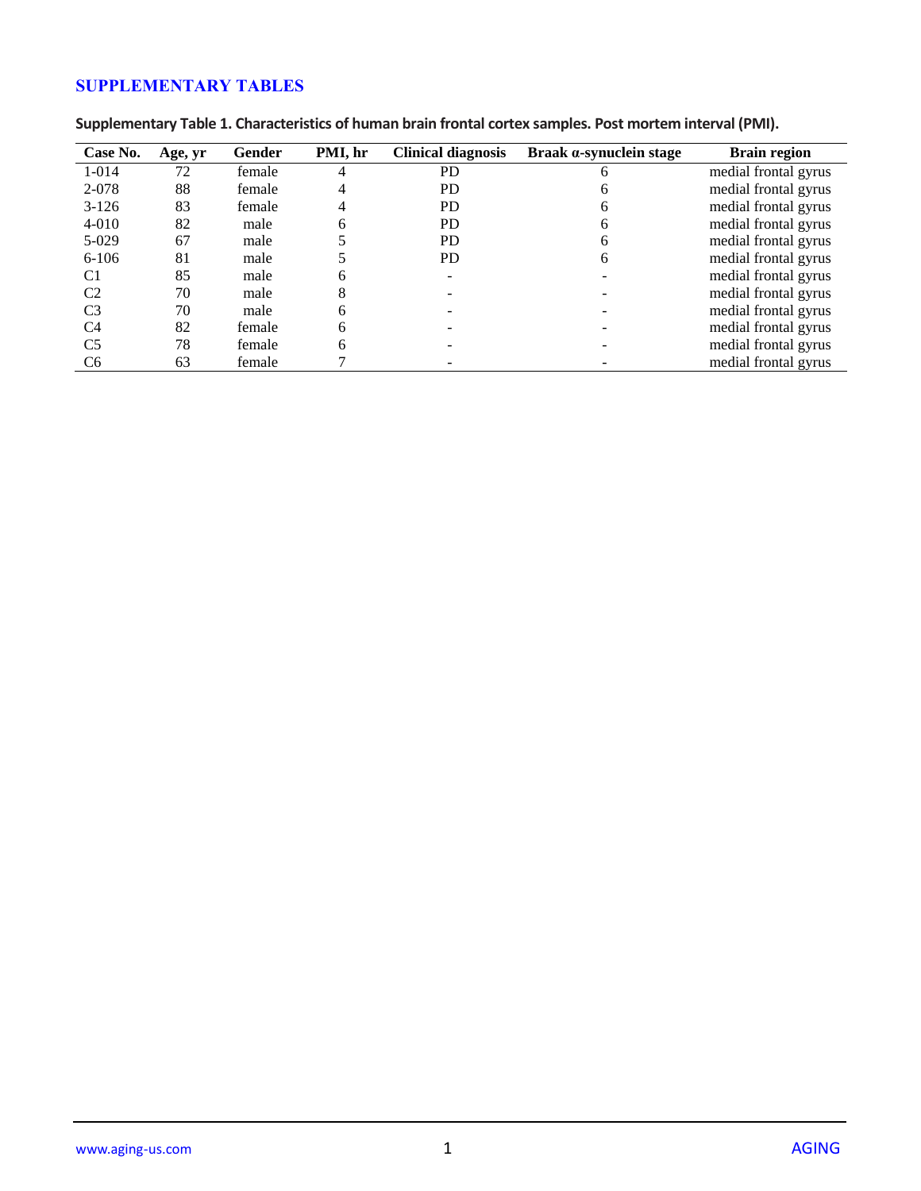## SUPPLEMENTARY TABLES

**Supplementary Table 1. Characteristics of human brain frontal cortex samples. Post mortem interval (PMI).**

| Case No. | Age, yr | Gender | PMI, hr | Clinical diagnosis | Braak α-synuclein stage | Brain region |
|---|---|---|---|---|---|---|
| 1-014 | 72 | female | 4 | PD | 6 | medial frontal gyrus |
| 2-078 | 88 | female | 4 | PD | 6 | medial frontal gyrus |
| 3-126 | 83 | female | 4 | PD | 6 | medial frontal gyrus |
| 4-010 | 82 | male | 6 | PD | 6 | medial frontal gyrus |
| 5-029 | 67 | male | 5 | PD | 6 | medial frontal gyrus |
| 6-106 | 81 | male | 5 | PD | 6 | medial frontal gyrus |
| C1 | 85 | male | 6 | - | - | medial frontal gyrus |
| C2 | 70 | male | 8 | - | - | medial frontal gyrus |
| C3 | 70 | male | 6 | - | - | medial frontal gyrus |
| C4 | 82 | female | 6 | - | - | medial frontal gyrus |
| C5 | 78 | female | 6 | - | - | medial frontal gyrus |
| C6 | 63 | female | 7 | - | - | medial frontal gyrus |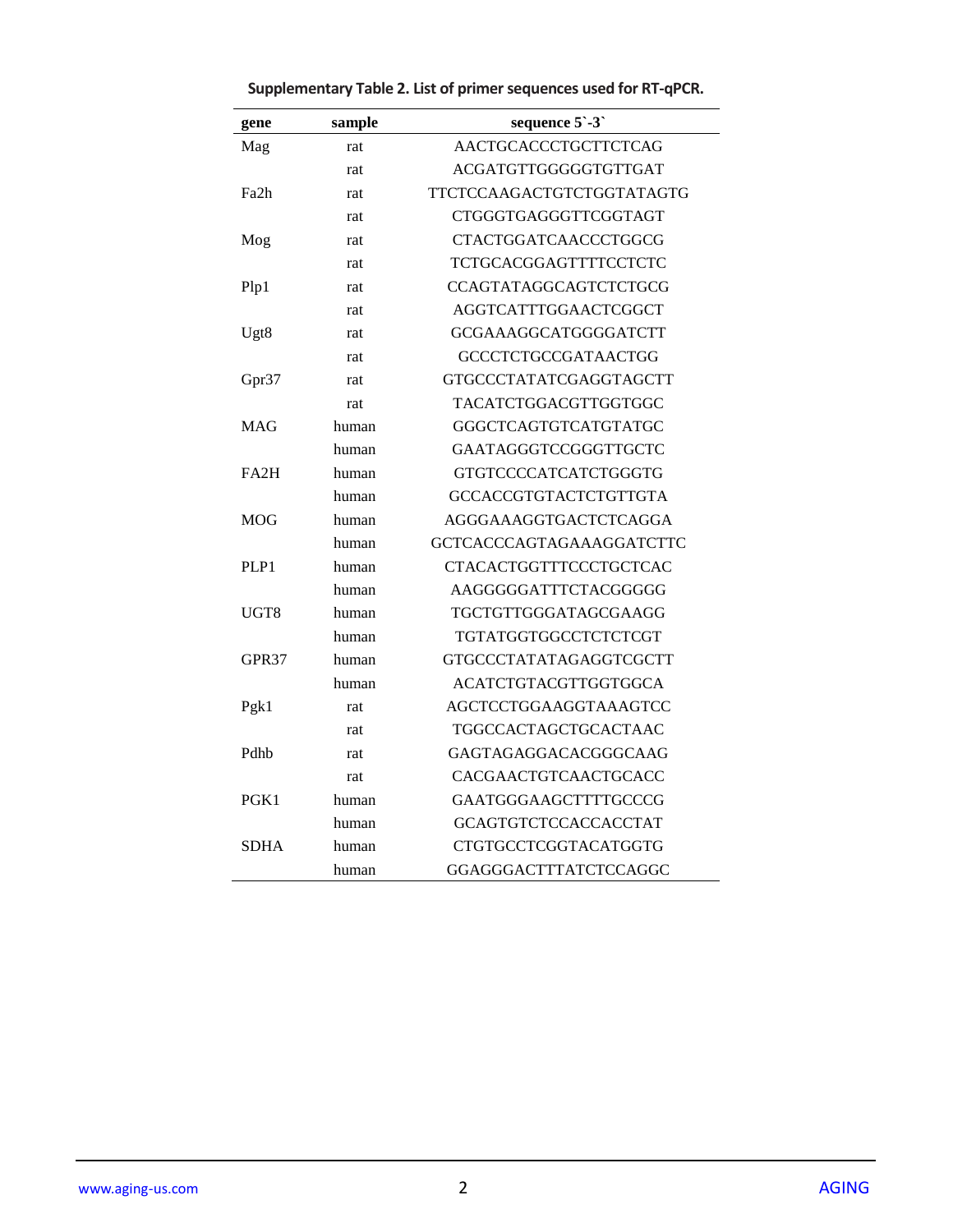**Supplementary Table 2. List of primer sequences used for RT-qPCR.**

| gene | sample | sequence 5`-3` |
|---|---|---|
| Mag | rat | AACTGCACCCTGCTTCTCAG |
| | rat | ACGATGTTGGGGGTGTTGAT |
| Fa2h | rat | TTCTCCAAGACTGTCTGGTATAGTG |
| | rat | CTGGGTGAGGGTTCGGTAGT |
| Mog | rat | CTACTGGATCAACCCTGGCG |
| | rat | TCTGCACGGAGTTTTCCTCTC |
| Plp1 | rat | CCAGTATAGGCAGTCTCTGCG |
| | rat | AGGTCATTTGGAACTCGGCT |
| Ugt8 | rat | GCGAAAGGCATGGGGATCTT |
| | rat | GCCCTCTGCCGATAACTGG |
| Gpr37 | rat | GTGCCCTATATCGAGGTAGCTT |
| | rat | TACATCTGGACGTTGGTGGC |
| MAG | human | GGGCTCAGTGTCATGTATGC |
| | human | GAATAGGGTCCGGGTTGCTC |
| FA2H | human | GTGTCCCCATCATCTGGGTG |
| | human | GCCACCGTGTACTCTGTTGTA |
| MOG | human | AGGGAAAGGTGACTCTCAGGA |
| | human | GCTCACCCAGTAGAAAGGATCTTC |
| PLP1 | human | CTACACTGGTTTCCCTGCTCAC |
| | human | AAGGGGGATTTCTACGGGGG |
| UGT8 | human | TGCTGTTGGGATAGCGAAGG |
| | human | TGTATGGTGGCCTCTCTCGT |
| GPR37 | human | GTGCCCTATATAGAGGTCGCTT |
| | human | ACATCTGTACGTTGGTGGCA |
| Pgk1 | rat | AGCTCCTGGAAGGTAAAGTCC |
| | rat | TGGCCACTAGCTGCACTAAC |
| Pdhb | rat | GAGTAGAGGACACGGGCAAG |
| | rat | CACGAACTGTCAACTGCACC |
| PGK1 | human | GAATGGGAAGCTTTTGCCCG |
| | human | GCAGTGTCTCCACCACCTAT |
| SDHA | human | CTGTGCCTCGGTACATGGTG |
| | human | GGAGGGACTTTATCTCCAGGC |